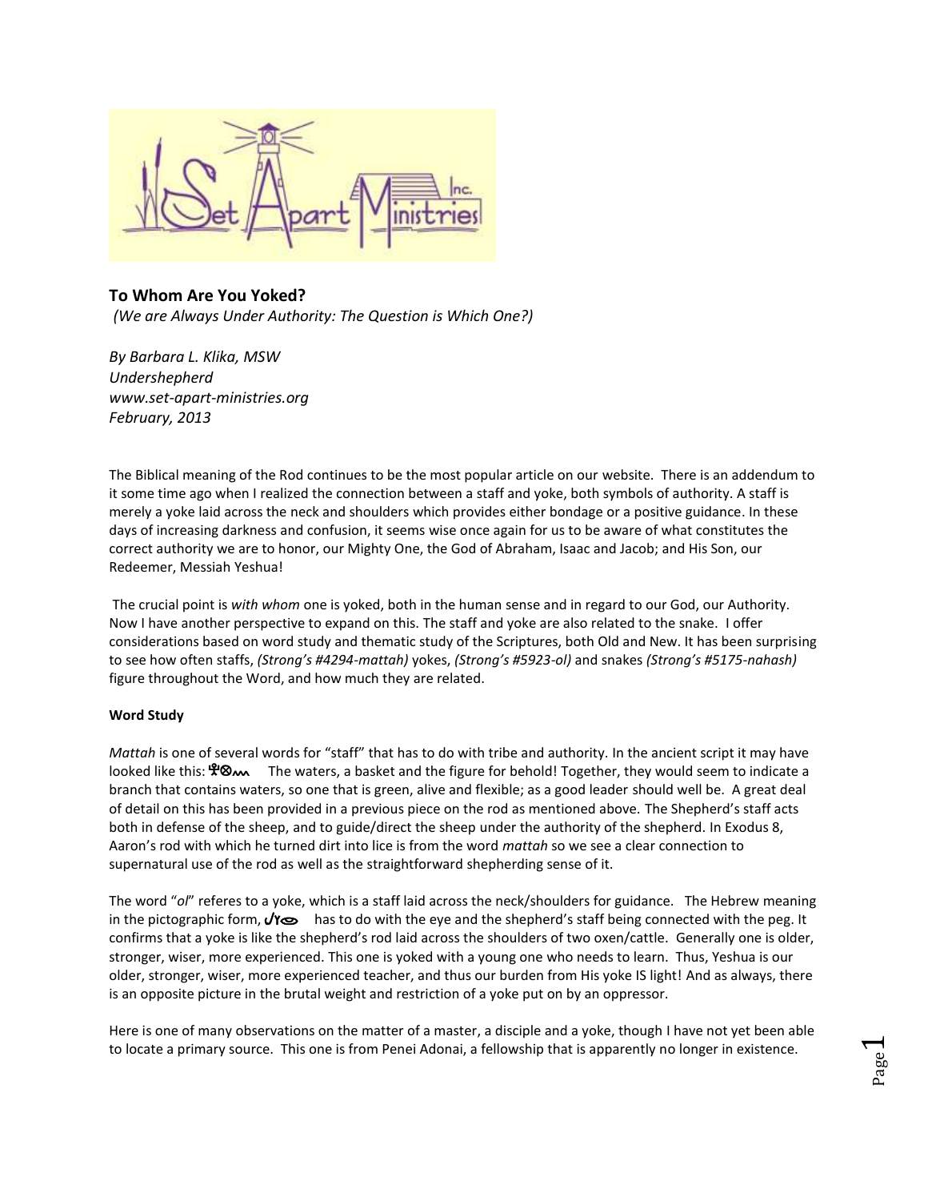## To Whom Are You Yoked?

*(We are Always Under Authority: The Question is Which One?)*

*By Barbara L. Klika, MSW*
*Undershepherd*
*www.set-apart-ministries.org*
*February, 2013*

The Biblical meaning of the Rod continues to be the most popular article on our website. There is an addendum to it some time ago when I realized the connection between a staff and yoke, both symbols of authority. A staff is merely a yoke laid across the neck and shoulders which provides either bondage or a positive guidance. In these days of increasing darkness and confusion, it seems wise once again for us to be aware of what constitutes the correct authority we are to honor, our Mighty One, the God of Abraham, Isaac and Jacob; and His Son, our Redeemer, Messiah Yeshua!

The crucial point is *with whom* one is yoked, both in the human sense and in regard to our God, our Authority. Now I have another perspective to expand on this. The staff and yoke are also related to the snake. I offer considerations based on word study and thematic study of the Scriptures, both Old and New. It has been surprising to see how often staffs, *(Strong's #4294-mattah)* yokes, *(Strong's #5923-ol)* and snakes *(Strong's #5175-nahash)* figure throughout the Word, and how much they are related.

**Word Study**

*Mattah* is one of several words for "staff" that has to do with tribe and authority. In the ancient script it may have looked like this: 𐤄𐤈𐤌 The waters, a basket and the figure for behold! Together, they would seem to indicate a branch that contains waters, so one that is green, alive and flexible; as a good leader should well be. A great deal of detail on this has been provided in a previous piece on the rod as mentioned above. The Shepherd's staff acts both in defense of the sheep, and to guide/direct the sheep under the authority of the shepherd. In Exodus 8, Aaron's rod with which he turned dirt into lice is from the word *mattah* so we see a clear connection to supernatural use of the rod as well as the straightforward shepherding sense of it.

The word "*ol*" referes to a yoke, which is a staff laid across the neck/shoulders for guidance. The Hebrew meaning in the pictographic form, 𐤋𐤅𐤏 has to do with the eye and the shepherd's staff being connected with the peg. It confirms that a yoke is like the shepherd's rod laid across the shoulders of two oxen/cattle. Generally one is older, stronger, wiser, more experienced. This one is yoked with a young one who needs to learn. Thus, Yeshua is our older, stronger, wiser, more experienced teacher, and thus our burden from His yoke IS light! And as always, there is an opposite picture in the brutal weight and restriction of a yoke put on by an oppressor.

Here is one of many observations on the matter of a master, a disciple and a yoke, though I have not yet been able to locate a primary source. This one is from Penei Adonai, a fellowship that is apparently no longer in existence.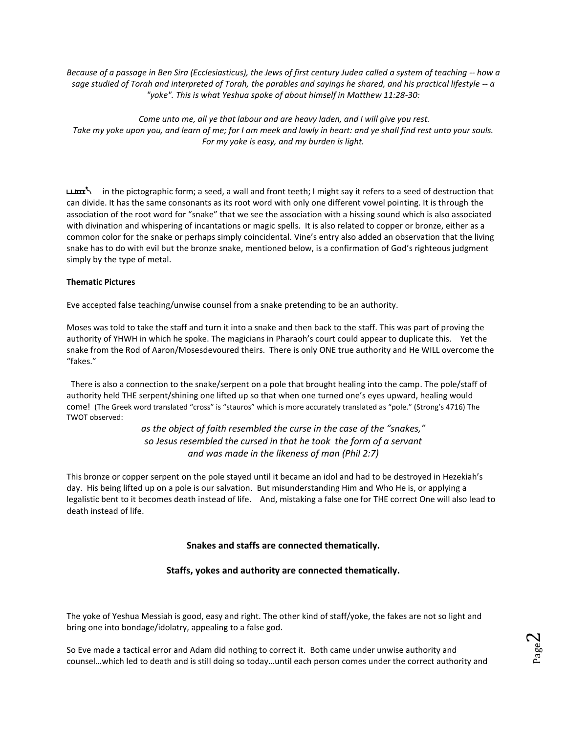*Because of a passage in Ben Sira (Ecclesiasticus), the Jews of first century Judea called a system of teaching -- how a sage studied of Torah and interpreted of Torah, the parables and sayings he shared, and his practical lifestyle -- a "yoke". This is what Yeshua spoke of about himself in Matthew 11:28-30:*

*Come unto me, all ye that labour and are heavy laden, and I will give you rest.*
*Take my yoke upon you, and learn of me; for I am meek and lowly in heart: and ye shall find rest unto your souls.*
*For my yoke is easy, and my burden is light.*

in the pictographic form; a seed, a wall and front teeth; I might say it refers to a seed of destruction that can divide. It has the same consonants as its root word with only one different vowel pointing. It is through the association of the root word for "snake" that we see the association with a hissing sound which is also associated with divination and whispering of incantations or magic spells. It is also related to copper or bronze, either as a common color for the snake or perhaps simply coincidental. Vine's entry also added an observation that the living snake has to do with evil but the bronze snake, mentioned below, is a confirmation of God's righteous judgment simply by the type of metal.

**Thematic Pictures**

Eve accepted false teaching/unwise counsel from a snake pretending to be an authority.

Moses was told to take the staff and turn it into a snake and then back to the staff. This was part of proving the authority of YHWH in which he spoke. The magicians in Pharaoh's court could appear to duplicate this. Yet the snake from the Rod of Aaron/Mosesdevoured theirs. There is only ONE true authority and He WILL overcome the "fakes."

There is also a connection to the snake/serpent on a pole that brought healing into the camp. The pole/staff of authority held THE serpent/shining one lifted up so that when one turned one's eyes upward, healing would come! (The Greek word translated "cross" is "stauros" which is more accurately translated as "pole." (Strong's 4716) The TWOT observed:

*as the object of faith resembled the curse in the case of the "snakes,"*
*so Jesus resembled the cursed in that he took the form of a servant*
*and was made in the likeness of man (Phil 2:7)*

This bronze or copper serpent on the pole stayed until it became an idol and had to be destroyed in Hezekiah's day. His being lifted up on a pole is our salvation. But misunderstanding Him and Who He is, or applying a legalistic bent to it becomes death instead of life. And, mistaking a false one for THE correct One will also lead to death instead of life.

**Snakes and staffs are connected thematically.**

**Staffs, yokes and authority are connected thematically.**

The yoke of Yeshua Messiah is good, easy and right. The other kind of staff/yoke, the fakes are not so light and bring one into bondage/idolatry, appealing to a false god.

So Eve made a tactical error and Adam did nothing to correct it. Both came under unwise authority and counsel…which led to death and is still doing so today…until each person comes under the correct authority and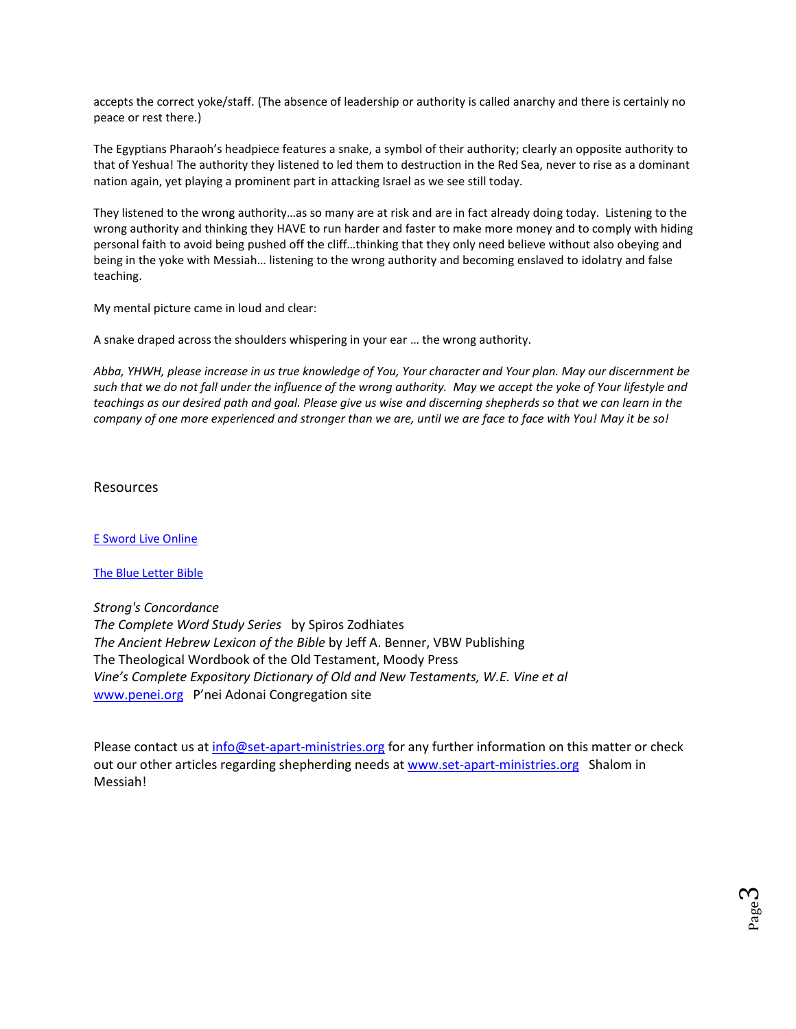accepts the correct yoke/staff. (The absence of leadership or authority is called anarchy and there is certainly no peace or rest there.)

The Egyptians Pharaoh's headpiece features a snake, a symbol of their authority; clearly an opposite authority to that of Yeshua! The authority they listened to led them to destruction in the Red Sea, never to rise as a dominant nation again, yet playing a prominent part in attacking Israel as we see still today.

They listened to the wrong authority…as so many are at risk and are in fact already doing today. Listening to the wrong authority and thinking they HAVE to run harder and faster to make more money and to comply with hiding personal faith to avoid being pushed off the cliff…thinking that they only need believe without also obeying and being in the yoke with Messiah… listening to the wrong authority and becoming enslaved to idolatry and false teaching.

My mental picture came in loud and clear:

A snake draped across the shoulders whispering in your ear … the wrong authority.

*Abba, YHWH, please increase in us true knowledge of You, Your character and Your plan. May our discernment be such that we do not fall under the influence of the wrong authority. May we accept the yoke of Your lifestyle and teachings as our desired path and goal. Please give us wise and discerning shepherds so that we can learn in the company of one more experienced and stronger than we are, until we are face to face with You! May it be so!*

## Resources

E Sword Live Online

The Blue Letter Bible

*Strong's Concordance*
*The Complete Word Study Series* by Spiros Zodhiates
*The Ancient Hebrew Lexicon of the Bible* by Jeff A. Benner, VBW Publishing
The Theological Wordbook of the Old Testament, Moody Press
*Vine's Complete Expository Dictionary of Old and New Testaments, W.E. Vine et al*
www.penei.org P'nei Adonai Congregation site

Please contact us at info@set-apart-ministries.org for any further information on this matter or check out our other articles regarding shepherding needs at www.set-apart-ministries.org Shalom in Messiah!